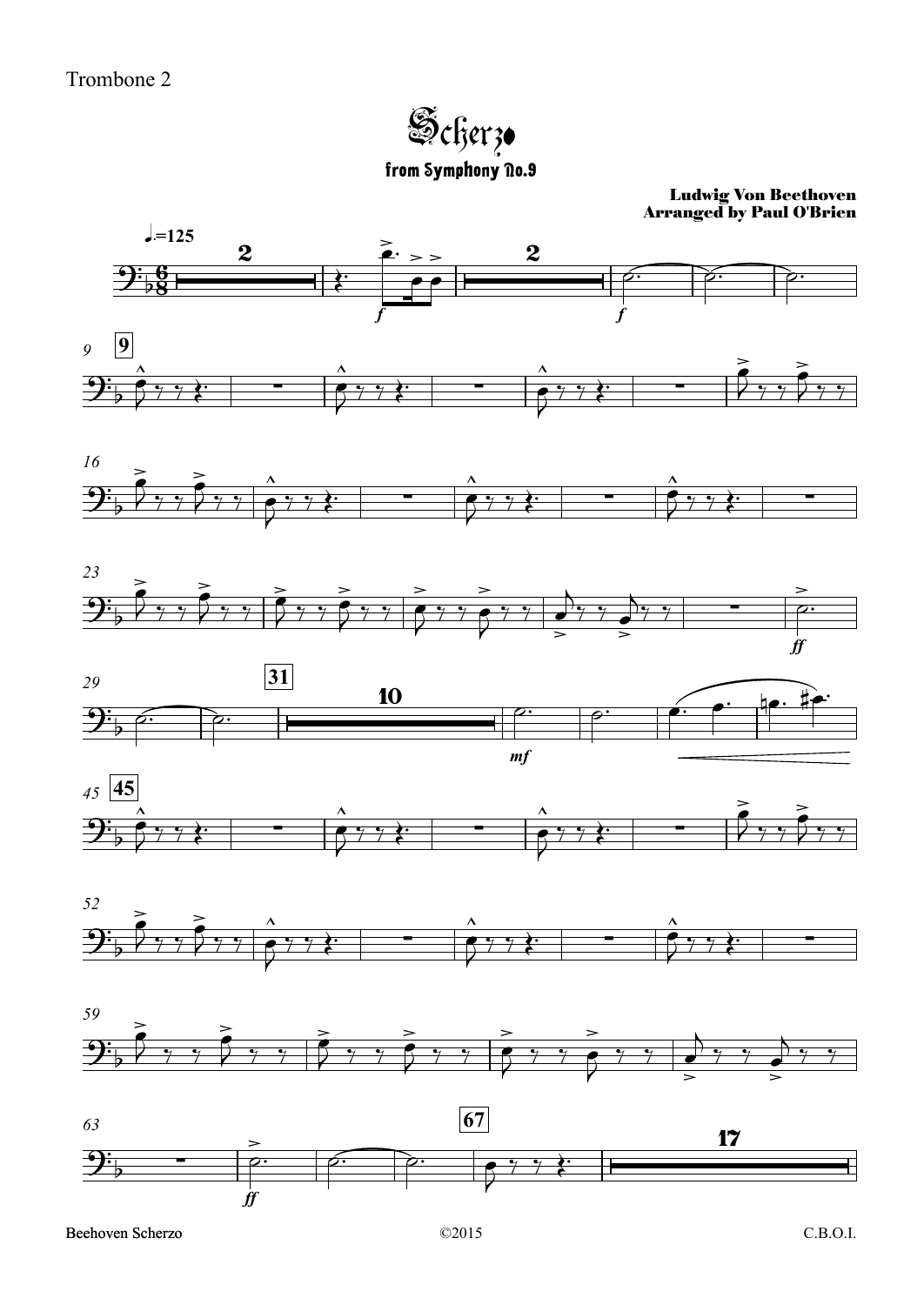Trombone 2

# Scherzo

## from Symphony No.9

**Ludwig Von Beethoven**
**Arranged by Paul O'Brien**